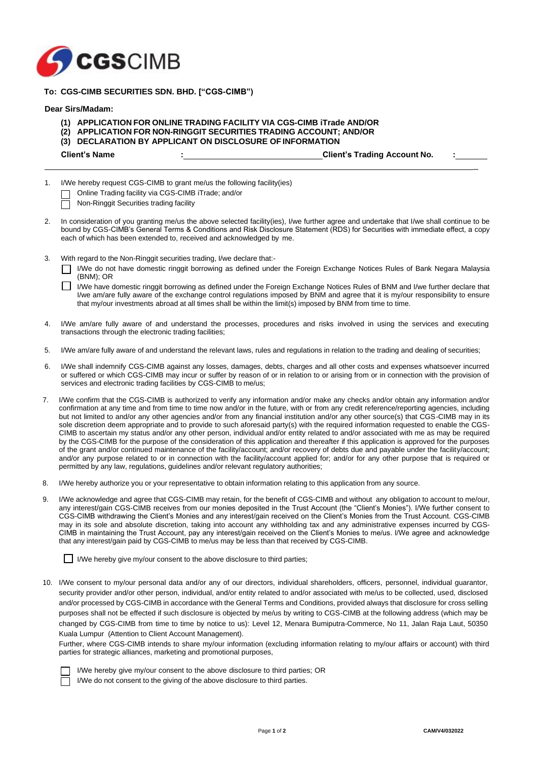**CGSCIMB**

**To: CGS-CIMB SECURITIES SDN. BHD. ["CGS-CIMB")**

**Dear Sirs/Madam:**

**(1) APPLICATION FOR ONLINE TRADING FACILITY VIA CGS-CIMB iTrade AND/OR**
**(2) APPLICATION FOR NON-RINGGIT SECURITIES TRADING ACCOUNT; AND/OR**
**(3) DECLARATION BY APPLICANT ON DISCLOSURE OF INFORMATION**

**Client's Name** : ______________________________ **Client's Trading Account No.** : ________

1. I/We hereby request CGS-CIMB to grant me/us the following facility(ies)
   - ☐ Online Trading facility via CGS-CIMB iTrade; and/or
   - ☐ Non-Ringgit Securities trading facility

2. In consideration of you granting me/us the above selected facility(ies), I/we further agree and undertake that I/we shall continue to be bound by CGS-CIMB's General Terms & Conditions and Risk Disclosure Statement (RDS) for Securities with immediate effect, a copy each of which has been extended to, received and acknowledged by me.

3. With regard to the Non-Ringgit securities trading, I/we declare that:-
   - ☐ I/We do not have domestic ringgit borrowing as defined under the Foreign Exchange Notices Rules of Bank Negara Malaysia (BNM); OR
   - ☐ I/We have domestic ringgit borrowing as defined under the Foreign Exchange Notices Rules of BNM and I/we further declare that I/we am/are fully aware of the exchange control regulations imposed by BNM and agree that it is my/our responsibility to ensure that my/our investments abroad at all times shall be within the limit(s) imposed by BNM from time to time.

4. I/We am/are fully aware of and understand the processes, procedures and risks involved in using the services and executing transactions through the electronic trading facilities;

5. I/We am/are fully aware of and understand the relevant laws, rules and regulations in relation to the trading and dealing of securities;

6. I/We shall indemnify CGS-CIMB against any losses, damages, debts, charges and all other costs and expenses whatsoever incurred or suffered or which CGS-CIMB may incur or suffer by reason of or in relation to or arising from or in connection with the provision of services and electronic trading facilities by CGS-CIMB to me/us;

7. I/We confirm that the CGS-CIMB is authorized to verify any information and/or make any checks and/or obtain any information and/or confirmation at any time and from time to time now and/or in the future, with or from any credit reference/reporting agencies, including but not limited to and/or any other agencies and/or from any financial institution and/or any other source(s) that CGS-CIMB may in its sole discretion deem appropriate and to provide to such aforesaid party(s) with the required information requested to enable the CGS-CIMB to ascertain my status and/or any other person, individual and/or entity related to and/or associated with me as may be required by the CGS-CIMB for the purpose of the consideration of this application and thereafter if this application is approved for the purposes of the grant and/or continued maintenance of the facility/account; and/or recovery of debts due and payable under the facility/account; and/or any purpose related to or in connection with the facility/account applied for; and/or for any other purpose that is required or permitted by any law, regulations, guidelines and/or relevant regulatory authorities;

8. I/We hereby authorize you or your representative to obtain information relating to this application from any source.

9. I/We acknowledge and agree that CGS-CIMB may retain, for the benefit of CGS-CIMB and without any obligation to account to me/our, any interest/gain CGS-CIMB receives from our monies deposited in the Trust Account (the "Client's Monies"). I/We further consent to CGS-CIMB withdrawing the Client's Monies and any interest/gain received on the Client's Monies from the Trust Account. CGS-CIMB may in its sole and absolute discretion, taking into account any withholding tax and any administrative expenses incurred by CGS-CIMB in maintaining the Trust Account, pay any interest/gain received on the Client's Monies to me/us. I/We agree and acknowledge that any interest/gain paid by CGS-CIMB to me/us may be less than that received by CGS-CIMB.

   ☐ I/We hereby give my/our consent to the above disclosure to third parties;

10. I/We consent to my/our personal data and/or any of our directors, individual shareholders, officers, personnel, individual guarantor, security provider and/or other person, individual, and/or entity related to and/or associated with me/us to be collected, used, disclosed and/or processed by CGS-CIMB in accordance with the General Terms and Conditions, provided always that disclosure for cross selling purposes shall not be effected if such disclosure is objected by me/us by writing to CGS-CIMB at the following address (which may be changed by CGS-CIMB from time to time by notice to us): Level 12, Menara Bumiputra-Commerce, No 11, Jalan Raja Laut, 50350 Kuala Lumpur (Attention to Client Account Management).

    Further, where CGS-CIMB intends to share my/our information (excluding information relating to my/our affairs or account) with third parties for strategic alliances, marketing and promotional purposes,

    - ☐ I/We hereby give my/our consent to the above disclosure to third parties; OR
    - ☐ I/We do not consent to the giving of the above disclosure to third parties.

CAM/V4/032022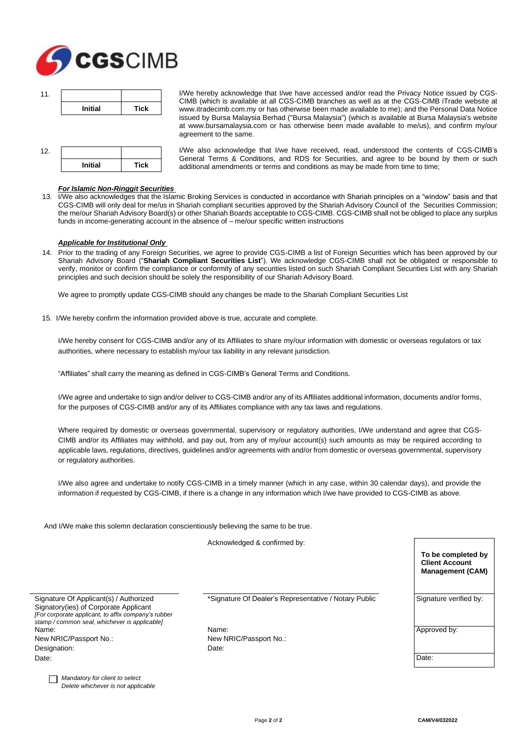CGSCIMB

11.

| | |
|---|---|
| | |
| **Initial** | **Tick** |

I/We hereby acknowledge that I/we have accessed and/or read the Privacy Notice issued by CGS-CIMB (which is available at all CGS-CIMB branches as well as at the CGS-CIMB iTrade website at www.itradecimb.com.my or has otherwise been made available to me); and the Personal Data Notice issued by Bursa Malaysia Berhad ("Bursa Malaysia") (which is available at Bursa Malaysia's website at www.bursamalaysia.com or has otherwise been made available to me/us), and confirm my/our agreement to the same.

12.

| | |
|---|---|
| | |
| **Initial** | **Tick** |

I/We also acknowledge that I/we have received, read, understood the contents of CGS-CIMB's General Terms & Conditions, and RDS for Securities, and agree to be bound by them or such additional amendments or terms and conditions as may be made from time to time;

***For Islamic Non-Ringgit Securities***

13. I/We also acknowledges that the Islamic Broking Services is conducted in accordance with Shariah principles on a "window" basis and that CGS-CIMB will only deal for me/us in Shariah compliant securities approved by the Shariah Advisory Council of the Securities Commission; the me/our Shariah Advisory Board(s) or other Shariah Boards acceptable to CGS-CIMB. CGS-CIMB shall not be obliged to place any surplus funds in income-generating account in the absence of – me/our specific written instructions

***Applicable for Institutional Only***

14. Prior to the trading of any Foreign Securities, we agree to provide CGS-CIMB a list of Foreign Securities which has been approved by our Shariah Advisory Board ("**Shariah Compliant Securities List**"). We acknowledge CGS-CIMB shall not be obligated or responsible to verify, monitor or confirm the compliance or conformity of any securities listed on such Shariah Compliant Securities List with any Shariah principles and such decision should be solely the responsibility of our Shariah Advisory Board.

We agree to promptly update CGS-CIMB should any changes be made to the Shariah Compliant Securities List

15. I/We hereby confirm the information provided above is true, accurate and complete.

I/We hereby consent for CGS-CIMB and/or any of its Affiliates to share my/our information with domestic or overseas regulators or tax authorities, where necessary to establish my/our tax liability in any relevant jurisdiction.

"Affiliates" shall carry the meaning as defined in CGS-CIMB's General Terms and Conditions.

I/We agree and undertake to sign and/or deliver to CGS-CIMB and/or any of its Affiliates additional information, documents and/or forms, for the purposes of CGS-CIMB and/or any of its Affiliates compliance with any tax laws and regulations.

Where required by domestic or overseas governmental, supervisory or regulatory authorities, I/We understand and agree that CGS-CIMB and/or its Affiliates may withhold, and pay out, from any of my/our account(s) such amounts as may be required according to applicable laws, regulations, directives, guidelines and/or agreements with and/or from domestic or overseas governmental, supervisory or regulatory authorities.

I/We also agree and undertake to notify CGS-CIMB in a timely manner (which in any case, within 30 calendar days), and provide the information if requested by CGS-CIMB, if there is a change in any information which I/we have provided to CGS-CIMB as above.

And I/We make this solemn declaration conscientiously believing the same to be true.

Acknowledged & confirmed by:

Signature Of Applicant(s) / Authorized Signatory(ies) of Corporate Applicant
*[For corporate applicant, to affix company's rubber stamp / common seal, whichever is applicable]*
Name:
New NRIC/Passport No.:
Designation:
Date:

*Signature Of Dealer's Representative / Notary Public
Name:
New NRIC/Passport No.:
Date:

| **To be completed by Client Account Management (CAM)** |
|---|
| Signature verified by: |
| Approved by: |
| Date: |

☐ *Mandatory for client to select*
*Delete whichever is not applicable*

CAM/V4/032022